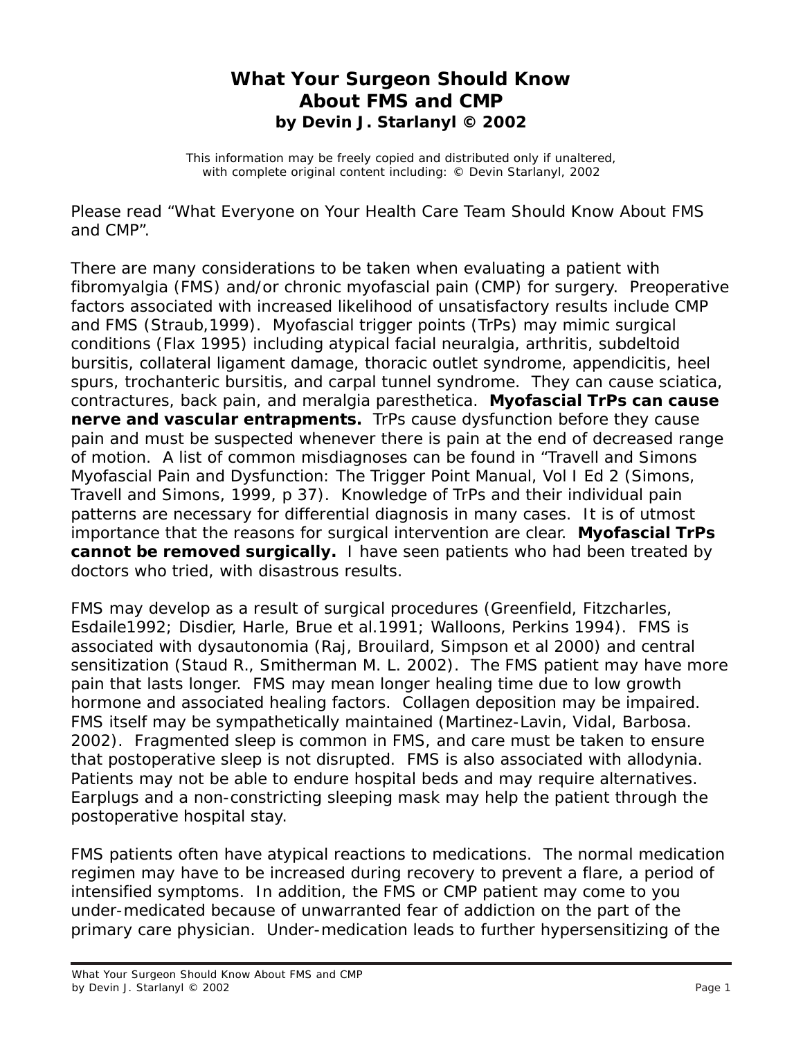# What Your Surgeon Should Know About FMS and CMP

### by Devin J. Starlanyl © 2002

This information may be freely copied and distributed only if unaltered, with complete original content including: © Devin Starlanyl, 2002

Please read "What Everyone on Your Health Care Team Should Know About FMS and CMP".

There are many considerations to be taken when evaluating a patient with fibromyalgia (FMS) and/or chronic myofascial pain (CMP) for surgery. Preoperative factors associated with increased likelihood of unsatisfactory results include CMP and FMS (Straub,1999). Myofascial trigger points (TrPs) may mimic surgical conditions (Flax 1995) including atypical facial neuralgia, arthritis, subdeltoid bursitis, collateral ligament damage, thoracic outlet syndrome, appendicitis, heel spurs, trochanteric bursitis, and carpal tunnel syndrome. They can cause sciatica, contractures, back pain, and meralgia paresthetica. **Myofascial TrPs can cause nerve and vascular entrapments.** TrPs cause dysfunction before they cause pain and must be suspected whenever there is pain at the end of decreased range of motion. A list of common misdiagnoses can be found in "Travell and Simons Myofascial Pain and Dysfunction: The Trigger Point Manual, Vol I Ed 2 (Simons, Travell and Simons, 1999, p 37). Knowledge of TrPs and their individual pain patterns are necessary for differential diagnosis in many cases. It is of utmost importance that the reasons for surgical intervention are clear. **Myofascial TrPs cannot be removed surgically.** I have seen patients who had been treated by doctors who tried, with disastrous results.

FMS may develop as a result of surgical procedures (Greenfield, Fitzcharles, Esdaile1992; Disdier, Harle, Brue et al.1991; Walloons, Perkins 1994). FMS is associated with dysautonomia (Raj, Brouilard, Simpson et al 2000) and central sensitization (Staud R., Smitherman M. L. 2002). The FMS patient may have more pain that lasts longer. FMS may mean longer healing time due to low growth hormone and associated healing factors. Collagen deposition may be impaired. FMS itself may be sympathetically maintained (Martinez-Lavin, Vidal, Barbosa. 2002). Fragmented sleep is common in FMS, and care must be taken to ensure that postoperative sleep is not disrupted. FMS is also associated with allodynia. Patients may not be able to endure hospital beds and may require alternatives. Earplugs and a non-constricting sleeping mask may help the patient through the postoperative hospital stay.

FMS patients often have atypical reactions to medications. The normal medication regimen may have to be increased during recovery to prevent a flare, a period of intensified symptoms. In addition, the FMS or CMP patient may come to you under-medicated because of unwarranted fear of addiction on the part of the primary care physician. Under-medication leads to further hypersensitizing of the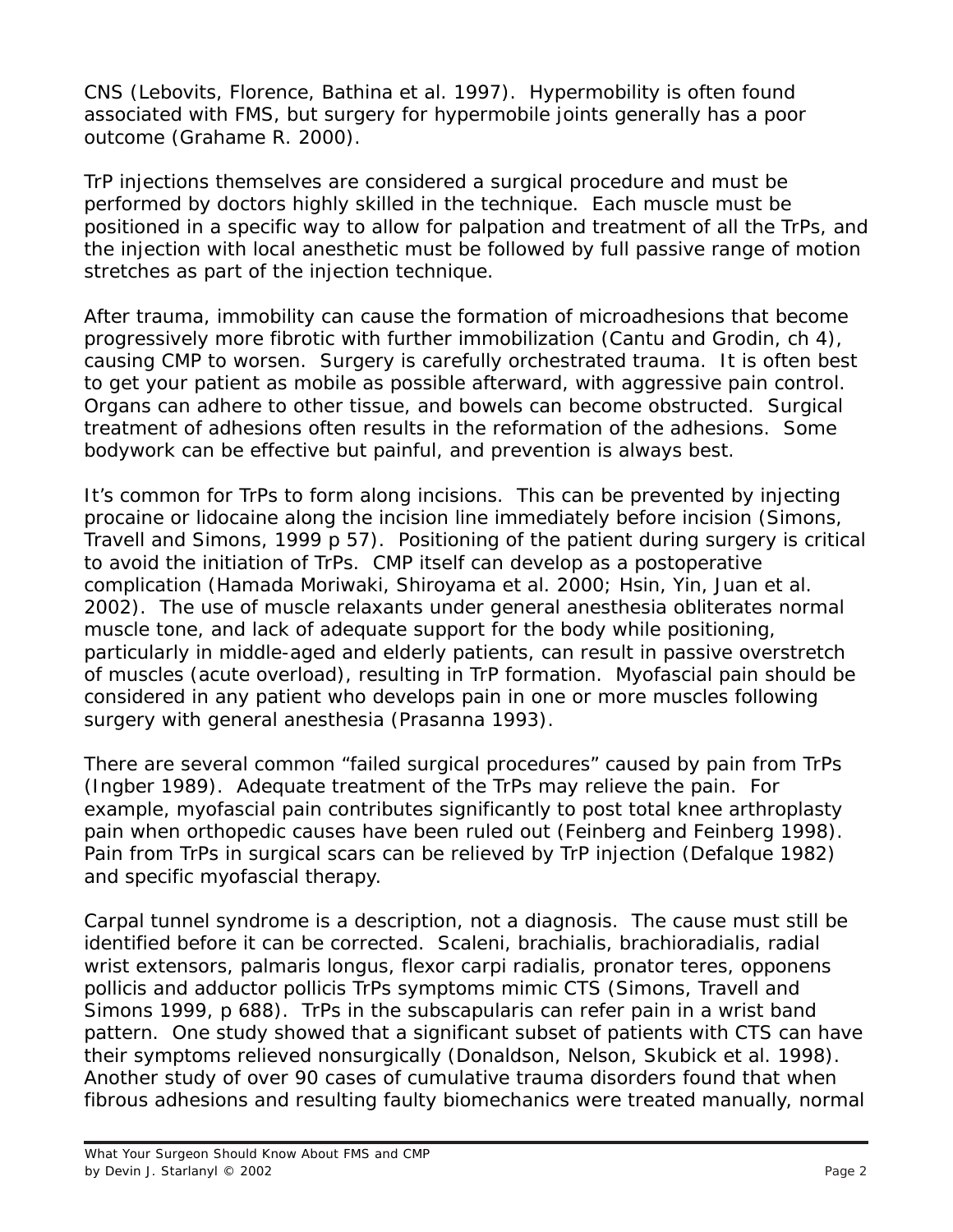CNS (Lebovits, Florence, Bathina et al. 1997). Hypermobility is often found associated with FMS, but surgery for hypermobile joints generally has a poor outcome (Grahame R. 2000).

TrP injections themselves are considered a surgical procedure and must be performed by doctors highly skilled in the technique. Each muscle must be positioned in a specific way to allow for palpation and treatment of all the TrPs, and the injection with local anesthetic must be followed by full passive range of motion stretches as part of the injection technique.

After trauma, immobility can cause the formation of microadhesions that become progressively more fibrotic with further immobilization (Cantu and Grodin, ch 4), causing CMP to worsen. Surgery is carefully orchestrated trauma. It is often best to get your patient as mobile as possible afterward, with aggressive pain control. Organs can adhere to other tissue, and bowels can become obstructed. Surgical treatment of adhesions often results in the reformation of the adhesions. Some bodywork can be effective but painful, and prevention is always best.

It's common for TrPs to form along incisions. This can be prevented by injecting procaine or lidocaine along the incision line immediately before incision (Simons, Travell and Simons, 1999 p 57). Positioning of the patient during surgery is critical to avoid the initiation of TrPs. CMP itself can develop as a postoperative complication (Hamada Moriwaki, Shiroyama et al. 2000; Hsin, Yin, Juan et al. 2002). The use of muscle relaxants under general anesthesia obliterates normal muscle tone, and lack of adequate support for the body while positioning, particularly in middle-aged and elderly patients, can result in passive overstretch of muscles (acute overload), resulting in TrP formation. Myofascial pain should be considered in any patient who develops pain in one or more muscles following surgery with general anesthesia (Prasanna 1993).

There are several common "failed surgical procedures" caused by pain from TrPs (Ingber 1989). Adequate treatment of the TrPs may relieve the pain. For example, myofascial pain contributes significantly to post total knee arthroplasty pain when orthopedic causes have been ruled out (Feinberg and Feinberg 1998). Pain from TrPs in surgical scars can be relieved by TrP injection (Defalque 1982) and specific myofascial therapy.

Carpal tunnel syndrome is a description, not a diagnosis. The cause must still be identified before it can be corrected. Scaleni, brachialis, brachioradialis, radial wrist extensors, palmaris longus, flexor carpi radialis, pronator teres, opponens pollicis and adductor pollicis TrPs symptoms mimic CTS (Simons, Travell and Simons 1999, p 688). TrPs in the subscapularis can refer pain in a wrist band pattern. One study showed that a significant subset of patients with CTS can have their symptoms relieved nonsurgically (Donaldson, Nelson, Skubick et al. 1998). Another study of over 90 cases of cumulative trauma disorders found that when fibrous adhesions and resulting faulty biomechanics were treated manually, normal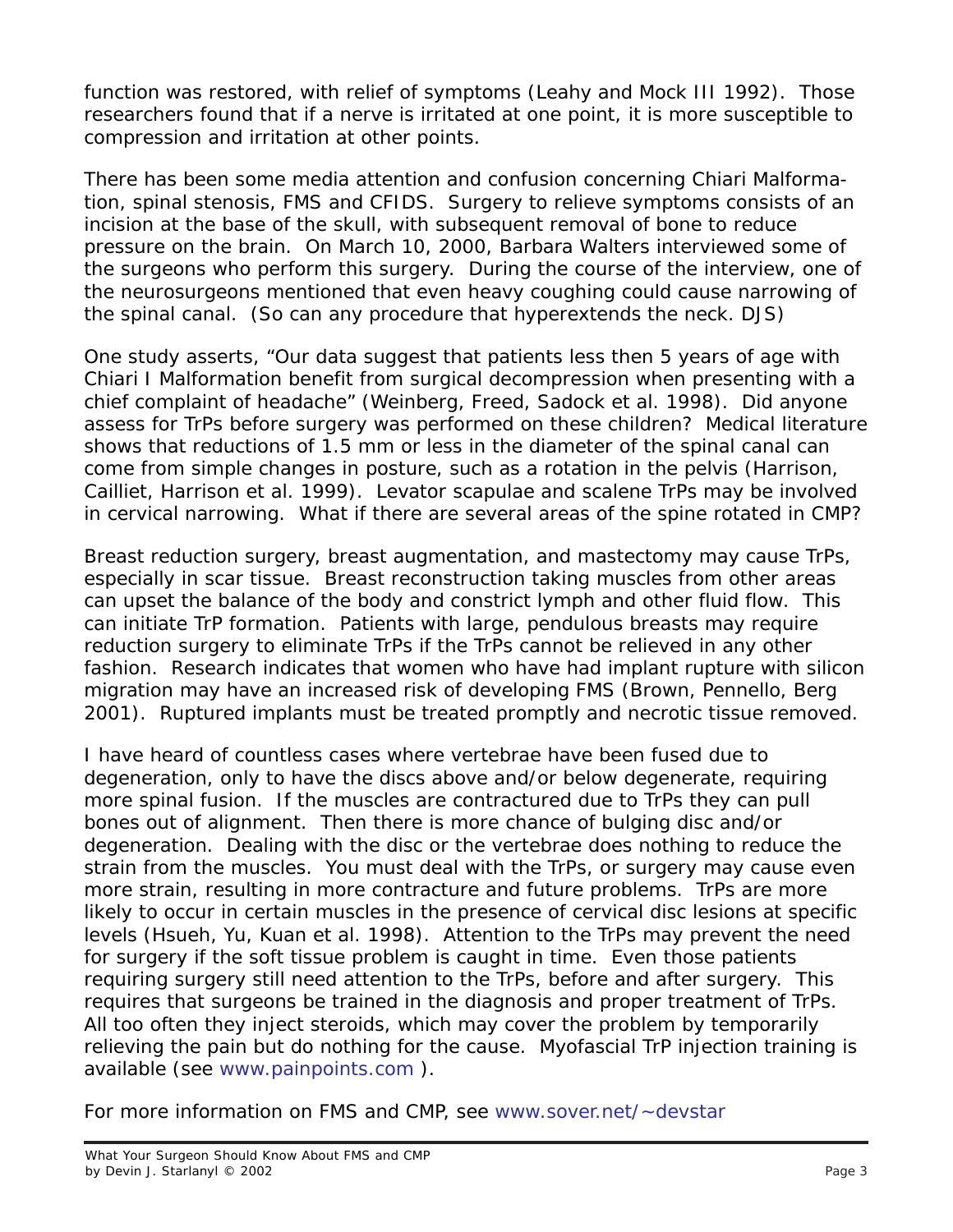function was restored, with relief of symptoms (Leahy and Mock III 1992). Those researchers found that if a nerve is irritated at one point, it is more susceptible to compression and irritation at other points.

There has been some media attention and confusion concerning Chiari Malformation, spinal stenosis, FMS and CFIDS. Surgery to relieve symptoms consists of an incision at the base of the skull, with subsequent removal of bone to reduce pressure on the brain. On March 10, 2000, Barbara Walters interviewed some of the surgeons who perform this surgery. During the course of the interview, one of the neurosurgeons mentioned that even heavy coughing could cause narrowing of the spinal canal. (So can any procedure that hyperextends the neck. DJS)

One study asserts, "Our data suggest that patients less then 5 years of age with Chiari I Malformation benefit from surgical decompression when presenting with a chief complaint of headache" (Weinberg, Freed, Sadock et al. 1998). Did anyone assess for TrPs before surgery was performed on these children? Medical literature shows that reductions of 1.5 mm or less in the diameter of the spinal canal can come from simple changes in posture, such as a rotation in the pelvis (Harrison, Cailliet, Harrison et al. 1999). Levator scapulae and scalene TrPs may be involved in cervical narrowing. What if there are several areas of the spine rotated in CMP?

Breast reduction surgery, breast augmentation, and mastectomy may cause TrPs, especially in scar tissue. Breast reconstruction taking muscles from other areas can upset the balance of the body and constrict lymph and other fluid flow. This can initiate TrP formation. Patients with large, pendulous breasts may require reduction surgery to eliminate TrPs if the TrPs cannot be relieved in any other fashion. Research indicates that women who have had implant rupture with silicon migration may have an increased risk of developing FMS (Brown, Pennello, Berg 2001). Ruptured implants must be treated promptly and necrotic tissue removed.

I have heard of countless cases where vertebrae have been fused due to degeneration, only to have the discs above and/or below degenerate, requiring more spinal fusion. If the muscles are contractured due to TrPs they can pull bones out of alignment. Then there is more chance of bulging disc and/or degeneration. Dealing with the disc or the vertebrae does nothing to reduce the strain from the muscles. You must deal with the TrPs, or surgery may cause even more strain, resulting in more contracture and future problems. TrPs are more likely to occur in certain muscles in the presence of cervical disc lesions at specific levels (Hsueh, Yu, Kuan et al. 1998). Attention to the TrPs may prevent the need for surgery if the soft tissue problem is caught in time. Even those patients requiring surgery still need attention to the TrPs, before and after surgery. This requires that surgeons be trained in the diagnosis and proper treatment of TrPs. All too often they inject steroids, which may cover the problem by temporarily relieving the pain but do nothing for the cause. Myofascial TrP injection training is available (see www.painpoints.com ).

For more information on FMS and CMP, see www.sover.net/~devstar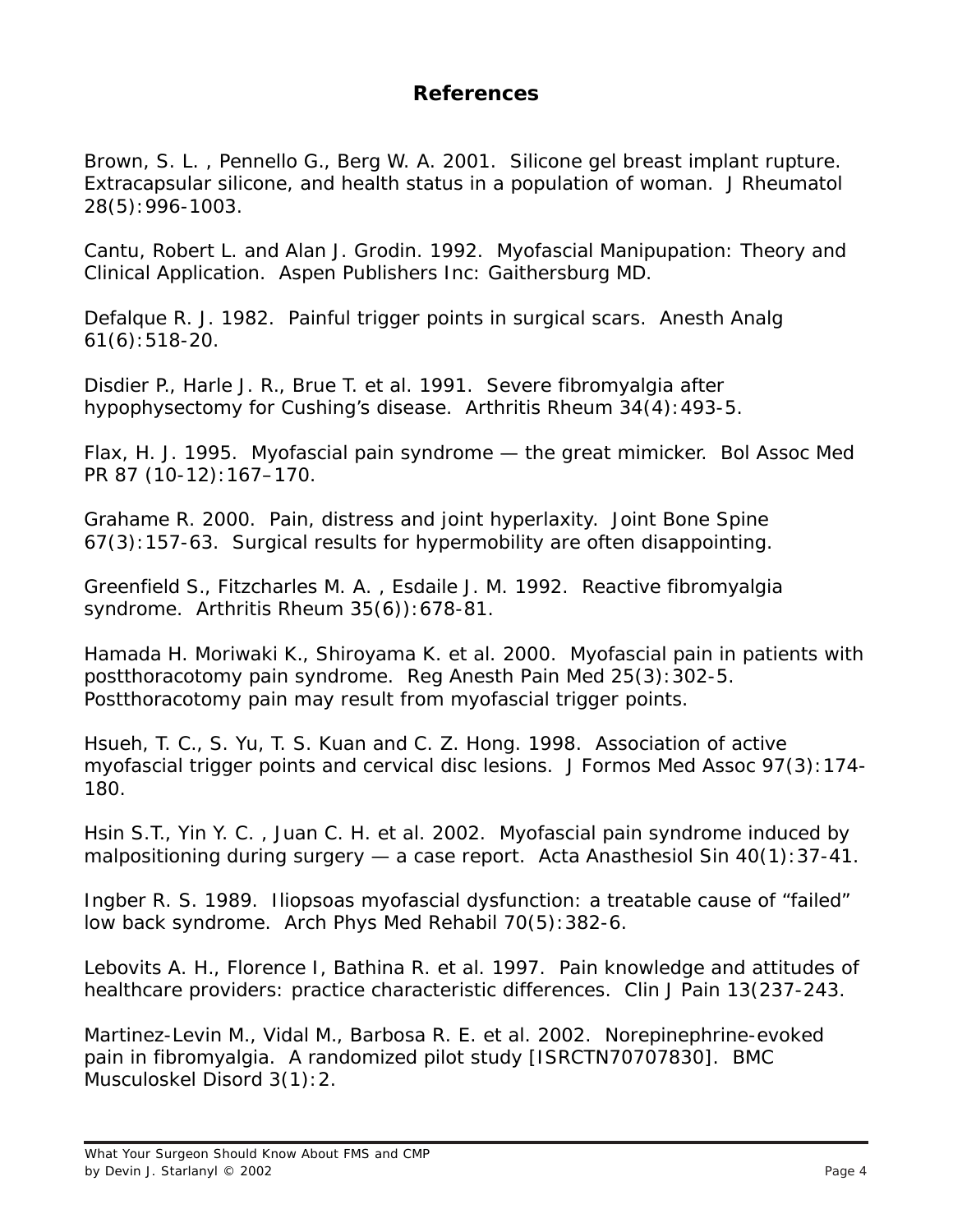## References

Brown, S. L. , Pennello G., Berg W. A. 2001. Silicone gel breast implant rupture. Extracapsular silicone, and health status in a population of woman. J Rheumatol 28(5):996-1003.

Cantu, Robert L. and Alan J. Grodin. 1992. Myofascial Manipupation: Theory and Clinical Application. Aspen Publishers Inc: Gaithersburg MD.

Defalque R. J. 1982. Painful trigger points in surgical scars. Anesth Analg 61(6):518-20.

Disdier P., Harle J. R., Brue T. et al. 1991. Severe fibromyalgia after hypophysectomy for Cushing's disease. Arthritis Rheum 34(4):493-5.

Flax, H. J. 1995. Myofascial pain syndrome — the great mimicker. Bol Assoc Med PR 87 (10-12):167–170.

Grahame R. 2000. Pain, distress and joint hyperlaxity. Joint Bone Spine 67(3):157-63. Surgical results for hypermobility are often disappointing.

Greenfield S., Fitzcharles M. A. , Esdaile J. M. 1992. Reactive fibromyalgia syndrome. Arthritis Rheum 35(6)):678-81.

Hamada H. Moriwaki K., Shiroyama K. et al. 2000. Myofascial pain in patients with postthoracotomy pain syndrome. Reg Anesth Pain Med 25(3):302-5. Postthoracotomy pain may result from myofascial trigger points.

Hsueh, T. C., S. Yu, T. S. Kuan and C. Z. Hong. 1998. Association of active myofascial trigger points and cervical disc lesions. J Formos Med Assoc 97(3):174-180.

Hsin S.T., Yin Y. C. , Juan C. H. et al. 2002. Myofascial pain syndrome induced by malpositioning during surgery — a case report. Acta Anasthesiol Sin 40(1):37-41.

Ingber R. S. 1989. Iliopsoas myofascial dysfunction: a treatable cause of "failed" low back syndrome. Arch Phys Med Rehabil 70(5):382-6.

Lebovits A. H., Florence I, Bathina R. et al. 1997. Pain knowledge and attitudes of healthcare providers: practice characteristic differences. Clin J Pain 13(237-243.

Martinez-Levin M., Vidal M., Barbosa R. E. et al. 2002. Norepinephrine-evoked pain in fibromyalgia. A randomized pilot study [ISRCTN70707830]. BMC Musculoskel Disord 3(1):2.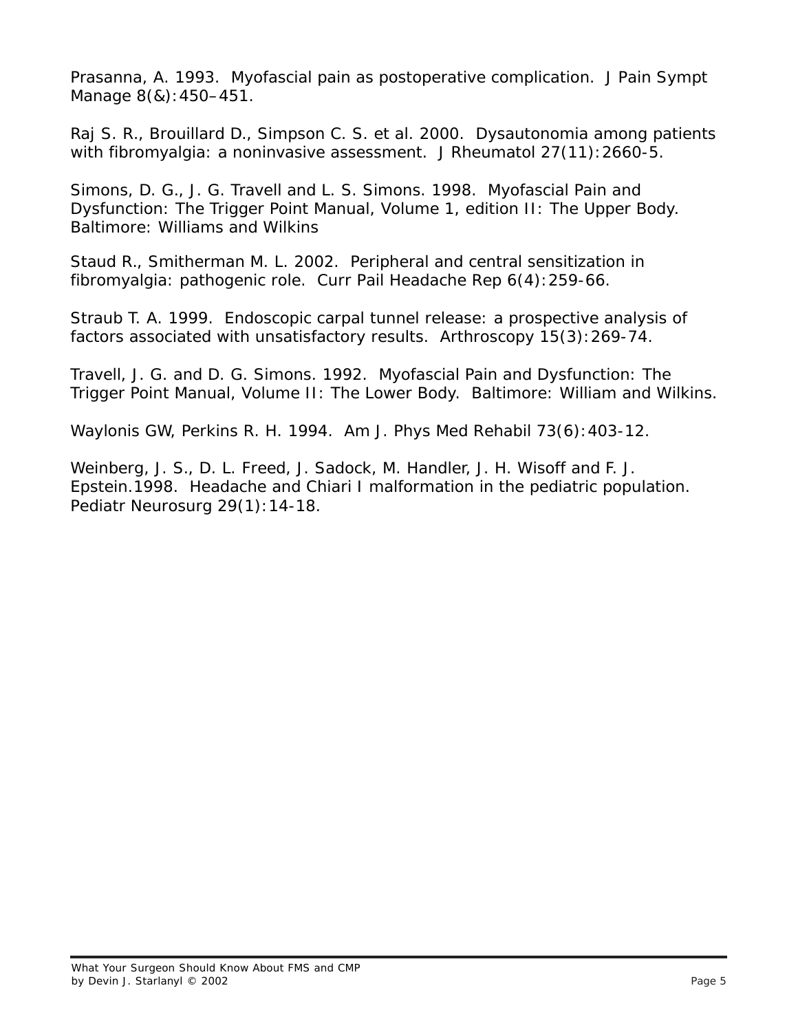Prasanna, A. 1993. Myofascial pain as postoperative complication. J Pain Sympt Manage 8(&):450–451.

Raj S. R., Brouillard D., Simpson C. S. et al. 2000. Dysautonomia among patients with fibromyalgia: a noninvasive assessment. J Rheumatol 27(11):2660-5.

Simons, D. G., J. G. Travell and L. S. Simons. 1998. Myofascial Pain and Dysfunction: The Trigger Point Manual, Volume 1, edition II: The Upper Body. Baltimore: Williams and Wilkins

Staud R., Smitherman M. L. 2002. Peripheral and central sensitization in fibromyalgia: pathogenic role. Curr Pail Headache Rep 6(4):259-66.

Straub T. A. 1999. Endoscopic carpal tunnel release: a prospective analysis of factors associated with unsatisfactory results. Arthroscopy 15(3):269-74.

Travell, J. G. and D. G. Simons. 1992. Myofascial Pain and Dysfunction: The Trigger Point Manual, Volume II: The Lower Body. Baltimore: William and Wilkins.

Waylonis GW, Perkins R. H. 1994. Am J. Phys Med Rehabil 73(6):403-12.

Weinberg, J. S., D. L. Freed, J. Sadock, M. Handler, J. H. Wisoff and F. J. Epstein.1998. Headache and Chiari I malformation in the pediatric population. Pediatr Neurosurg 29(1):14-18.